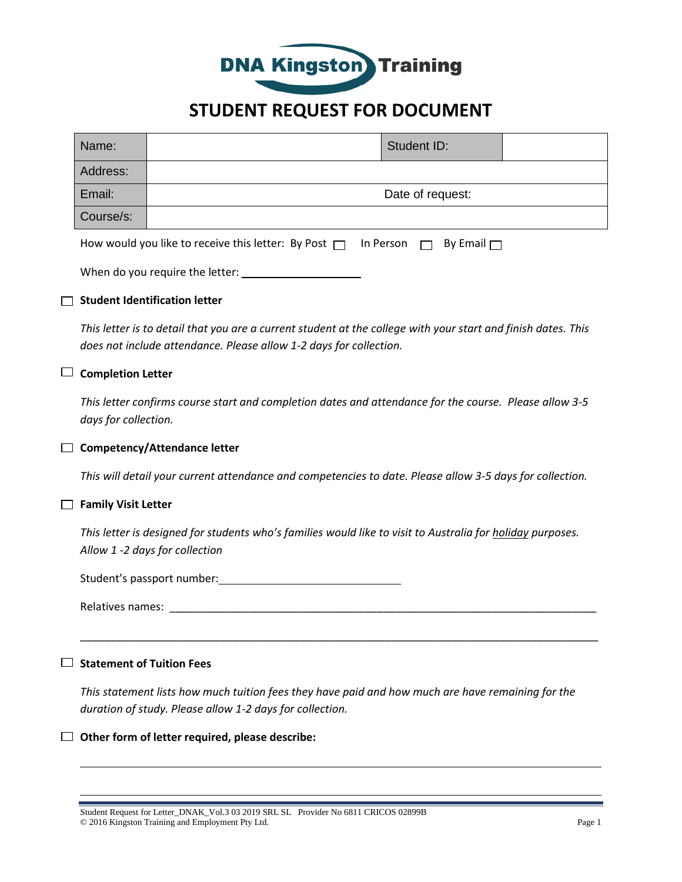DNA Kingston Training

# STUDENT REQUEST FOR DOCUMENT

| Name: | | Student ID: | |
|---|---|---|---|
| Address: | | | |
| Email: | | Date of request: | |
| Course/s: | | | |

How would you like to receive this letter: By Post ☐ In Person ☐ By Email ☐

When do you require the letter: ____________________

☐ **Student Identification letter**

*This letter is to detail that you are a current student at the college with your start and finish dates. This does not include attendance. Please allow 1-2 days for collection.*

☐ **Completion Letter**

*This letter confirms course start and completion dates and attendance for the course. Please allow 3-5 days for collection.*

☐ **Competency/Attendance letter**

*This will detail your current attendance and competencies to date. Please allow 3-5 days for collection.*

☐ **Family Visit Letter**

*This letter is designed for students who's families would like to visit to Australia for <u>holiday</u> purposes. Allow 1 -2 days for collection*

Student's passport number:______________________________

Relatives names: ________________________________________________________________________

__________________________________________________________________________________________

☐ **Statement of Tuition Fees**

*This statement lists how much tuition fees they have paid and how much are have remaining for the duration of study. Please allow 1-2 days for collection.*

☐ **Other form of letter required, please describe:**

__________________________________________________________________________________________

__________________________________________________________________________________________

Student Request for Letter_DNAK_Vol.3 03 2019 SRL SL Provider No 6811 CRICOS 02899B
© 2016 Kingston Training and Employment Pty Ltd.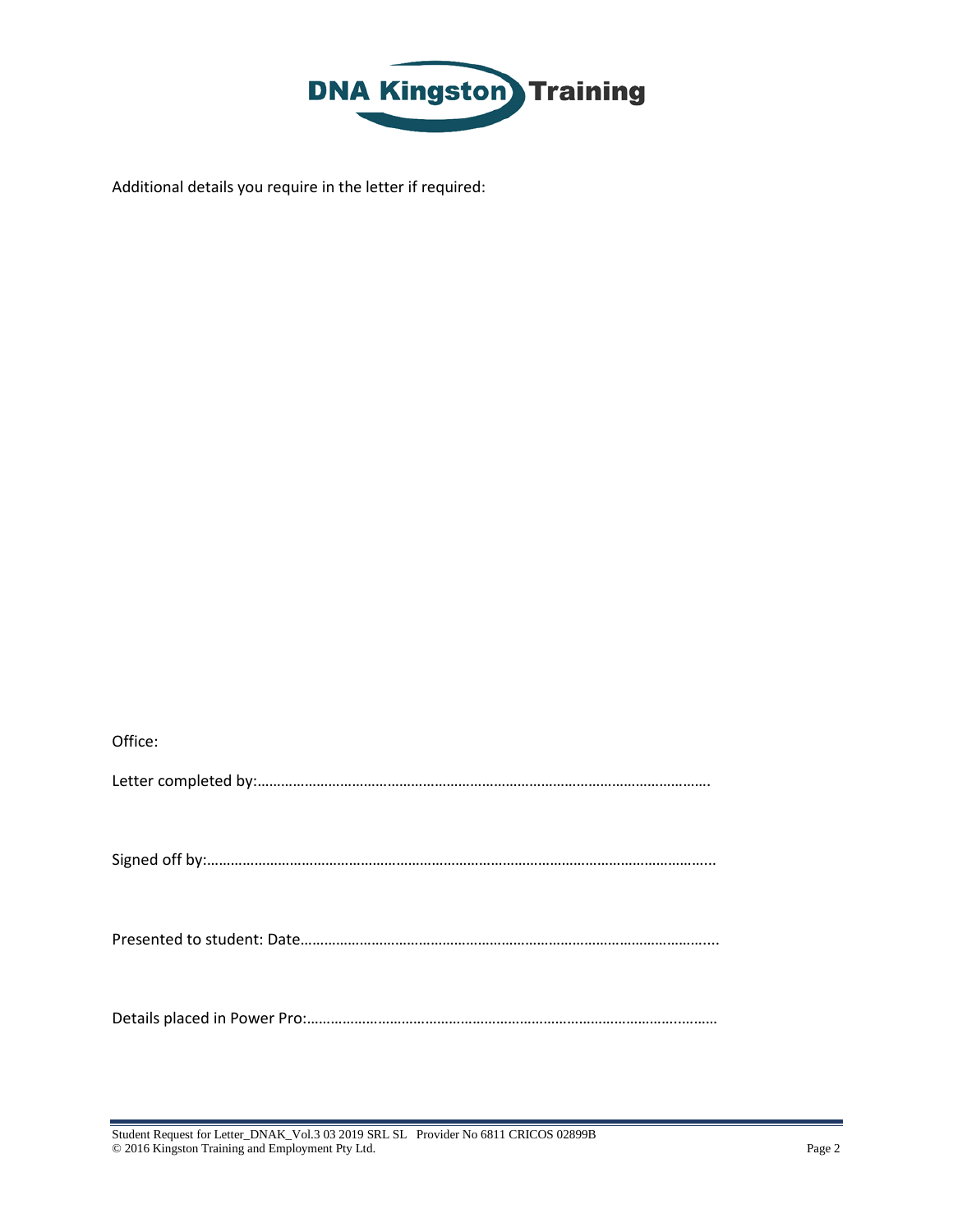DNA Kingston Training

Additional details you require in the letter if required:

Office:

Letter completed by:……………………………………………………………………………………………………

Signed off by:…………………………………………………………………………………………………………...

Presented to student: Date…………………………………………………………………………………………....

Details placed in Power Pro:…………………………………………………………………………………………